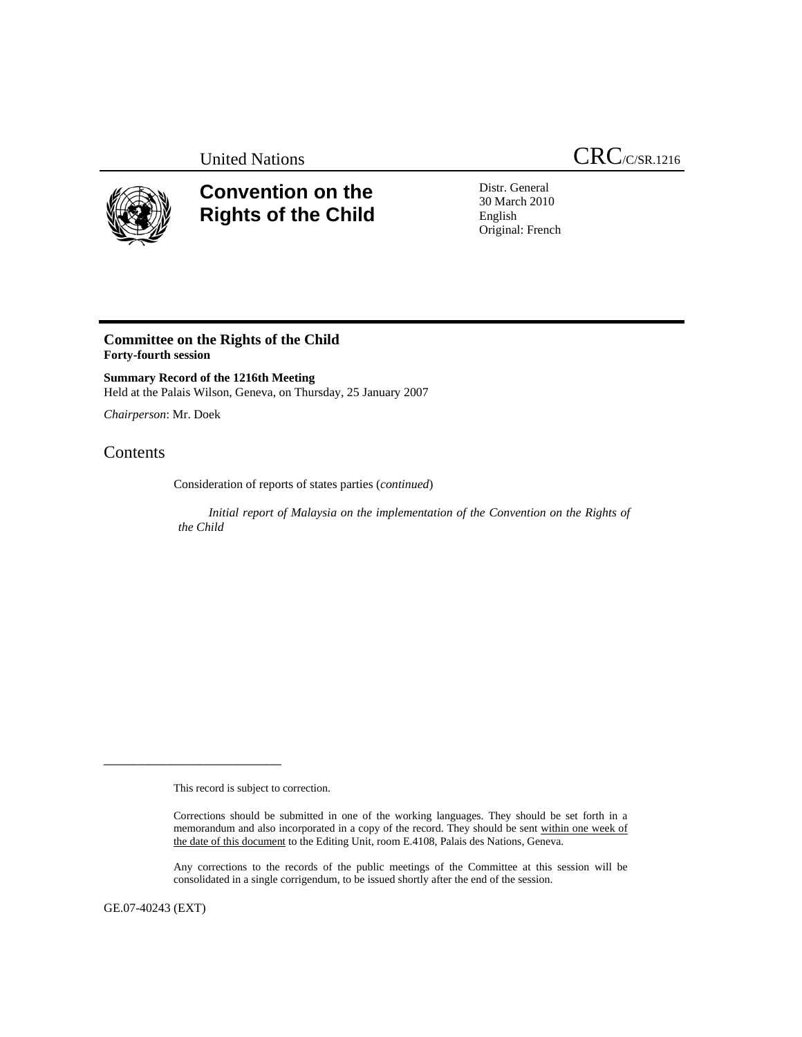United Nations CRC/C/SR.1216

# Convention on the Rights of the Child

Distr. General
30 March 2010
English
Original: French

## Committee on the Rights of the Child
**Forty-fourth session**

**Summary Record of the 1216th Meeting**
Held at the Palais Wilson, Geneva, on Thursday, 25 January 2007

*Chairperson*: Mr. Doek

## Contents

Consideration of reports of states parties (*continued*)

*Initial report of Malaysia on the implementation of the Convention on the Rights of the Child*

---

This record is subject to correction.

Corrections should be submitted in one of the working languages. They should be set forth in a memorandum and also incorporated in a copy of the record. They should be sent within one week of the date of this document to the Editing Unit, room E.4108, Palais des Nations, Geneva.

Any corrections to the records of the public meetings of the Committee at this session will be consolidated in a single corrigendum, to be issued shortly after the end of the session.

GE.07-40243 (EXT)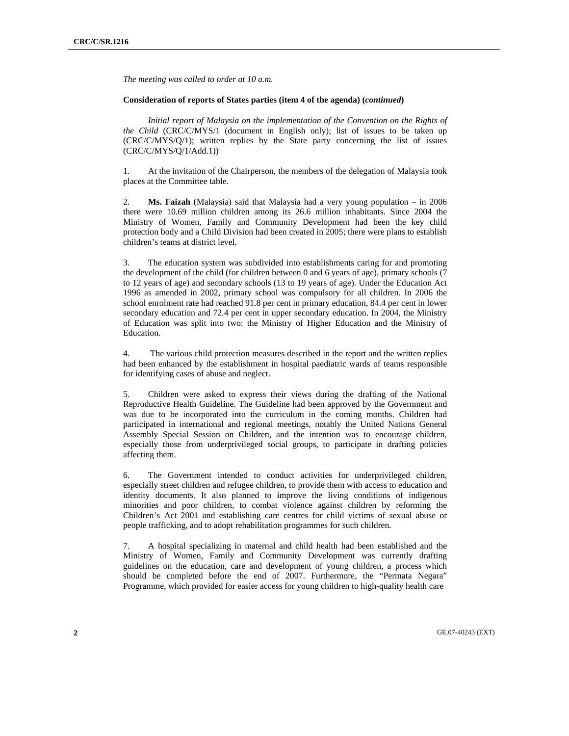*The meeting was called to order at 10 a.m.*

**Consideration of reports of States parties (item 4 of the agenda) (*continued*)**

*Initial report of Malaysia on the implementation of the Convention on the Rights of the Child* (CRC/C/MYS/1 (document in English only); list of issues to be taken up (CRC/C/MYS/Q/1); written replies by the State party concerning the list of issues (CRC/C/MYS/Q/1/Add.1))

1. At the invitation of the Chairperson, the members of the delegation of Malaysia took places at the Committee table.

2. **Ms. Faizah** (Malaysia) said that Malaysia had a very young population – in 2006 there were 10.69 million children among its 26.6 million inhabitants. Since 2004 the Ministry of Women, Family and Community Development had been the key child protection body and a Child Division had been created in 2005; there were plans to establish children's teams at district level.

3. The education system was subdivided into establishments caring for and promoting the development of the child (for children between 0 and 6 years of age), primary schools (7 to 12 years of age) and secondary schools (13 to 19 years of age). Under the Education Act 1996 as amended in 2002, primary school was compulsory for all children. In 2006 the school enrolment rate had reached 91.8 per cent in primary education, 84.4 per cent in lower secondary education and 72.4 per cent in upper secondary education. In 2004, the Ministry of Education was split into two: the Ministry of Higher Education and the Ministry of Education.

4. The various child protection measures described in the report and the written replies had been enhanced by the establishment in hospital paediatric wards of teams responsible for identifying cases of abuse and neglect.

5. Children were asked to express their views during the drafting of the National Reproductive Health Guideline. The Guideline had been approved by the Government and was due to be incorporated into the curriculum in the coming months. Children had participated in international and regional meetings, notably the United Nations General Assembly Special Session on Children, and the intention was to encourage children, especially those from underprivileged social groups, to participate in drafting policies affecting them.

6. The Government intended to conduct activities for underprivileged children, especially street children and refugee children, to provide them with access to education and identity documents. It also planned to improve the living conditions of indigenous minorities and poor children, to combat violence against children by reforming the Children's Act 2001 and establishing care centres for child victims of sexual abuse or people trafficking, and to adopt rehabilitation programmes for such children.

7. A hospital specializing in maternal and child health had been established and the Ministry of Women, Family and Community Development was currently drafting guidelines on the education, care and development of young children, a process which should be completed before the end of 2007. Furthermore, the "Permata Negara" Programme, which provided for easier access for young children to high-quality health care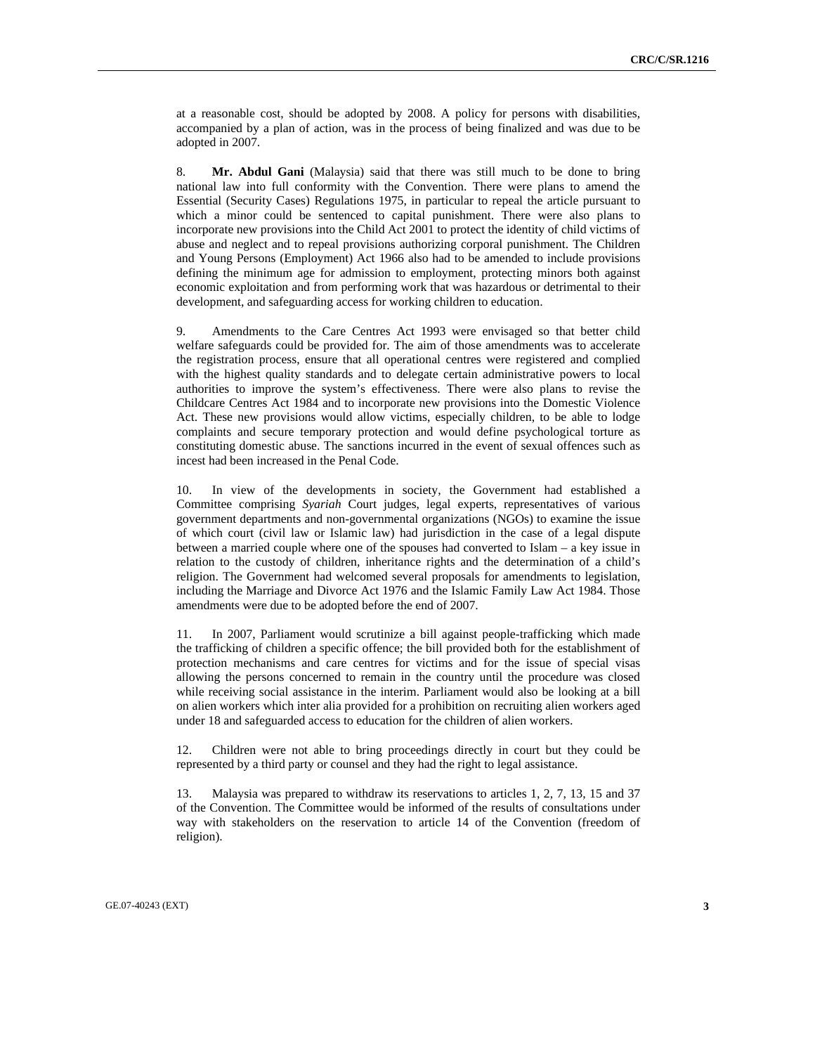at a reasonable cost, should be adopted by 2008. A policy for persons with disabilities, accompanied by a plan of action, was in the process of being finalized and was due to be adopted in 2007.

8. **Mr. Abdul Gani** (Malaysia) said that there was still much to be done to bring national law into full conformity with the Convention. There were plans to amend the Essential (Security Cases) Regulations 1975, in particular to repeal the article pursuant to which a minor could be sentenced to capital punishment. There were also plans to incorporate new provisions into the Child Act 2001 to protect the identity of child victims of abuse and neglect and to repeal provisions authorizing corporal punishment. The Children and Young Persons (Employment) Act 1966 also had to be amended to include provisions defining the minimum age for admission to employment, protecting minors both against economic exploitation and from performing work that was hazardous or detrimental to their development, and safeguarding access for working children to education.

9. Amendments to the Care Centres Act 1993 were envisaged so that better child welfare safeguards could be provided for. The aim of those amendments was to accelerate the registration process, ensure that all operational centres were registered and complied with the highest quality standards and to delegate certain administrative powers to local authorities to improve the system's effectiveness. There were also plans to revise the Childcare Centres Act 1984 and to incorporate new provisions into the Domestic Violence Act. These new provisions would allow victims, especially children, to be able to lodge complaints and secure temporary protection and would define psychological torture as constituting domestic abuse. The sanctions incurred in the event of sexual offences such as incest had been increased in the Penal Code.

10. In view of the developments in society, the Government had established a Committee comprising *Syariah* Court judges, legal experts, representatives of various government departments and non-governmental organizations (NGOs) to examine the issue of which court (civil law or Islamic law) had jurisdiction in the case of a legal dispute between a married couple where one of the spouses had converted to Islam – a key issue in relation to the custody of children, inheritance rights and the determination of a child's religion. The Government had welcomed several proposals for amendments to legislation, including the Marriage and Divorce Act 1976 and the Islamic Family Law Act 1984. Those amendments were due to be adopted before the end of 2007.

11. In 2007, Parliament would scrutinize a bill against people-trafficking which made the trafficking of children a specific offence; the bill provided both for the establishment of protection mechanisms and care centres for victims and for the issue of special visas allowing the persons concerned to remain in the country until the procedure was closed while receiving social assistance in the interim. Parliament would also be looking at a bill on alien workers which inter alia provided for a prohibition on recruiting alien workers aged under 18 and safeguarded access to education for the children of alien workers.

12. Children were not able to bring proceedings directly in court but they could be represented by a third party or counsel and they had the right to legal assistance.

13. Malaysia was prepared to withdraw its reservations to articles 1, 2, 7, 13, 15 and 37 of the Convention. The Committee would be informed of the results of consultations under way with stakeholders on the reservation to article 14 of the Convention (freedom of religion).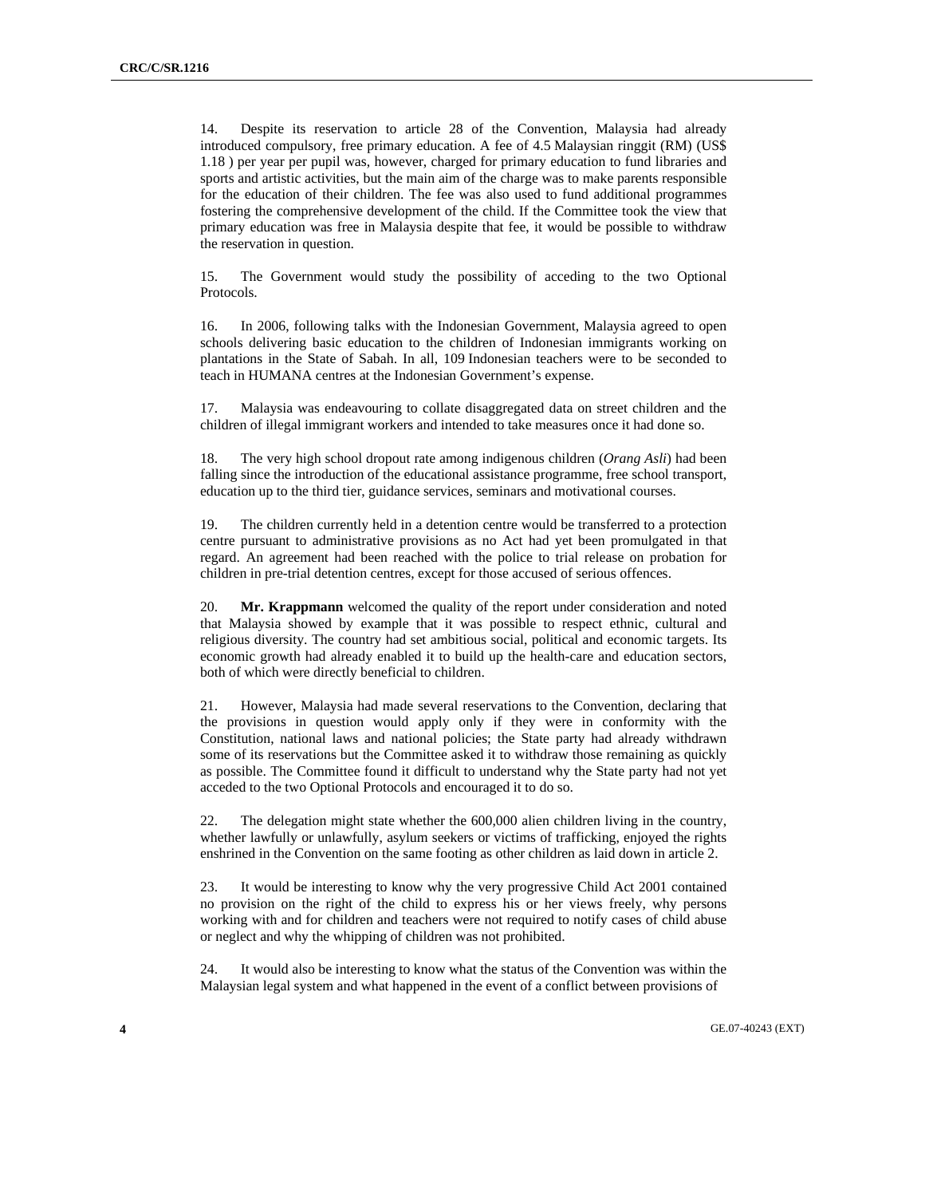14. Despite its reservation to article 28 of the Convention, Malaysia had already introduced compulsory, free primary education. A fee of 4.5 Malaysian ringgit (RM) (US$ 1.18 ) per year per pupil was, however, charged for primary education to fund libraries and sports and artistic activities, but the main aim of the charge was to make parents responsible for the education of their children. The fee was also used to fund additional programmes fostering the comprehensive development of the child. If the Committee took the view that primary education was free in Malaysia despite that fee, it would be possible to withdraw the reservation in question.

15. The Government would study the possibility of acceding to the two Optional Protocols.

16. In 2006, following talks with the Indonesian Government, Malaysia agreed to open schools delivering basic education to the children of Indonesian immigrants working on plantations in the State of Sabah. In all, 109 Indonesian teachers were to be seconded to teach in HUMANA centres at the Indonesian Government's expense.

17. Malaysia was endeavouring to collate disaggregated data on street children and the children of illegal immigrant workers and intended to take measures once it had done so.

18. The very high school dropout rate among indigenous children (*Orang Asli*) had been falling since the introduction of the educational assistance programme, free school transport, education up to the third tier, guidance services, seminars and motivational courses.

19. The children currently held in a detention centre would be transferred to a protection centre pursuant to administrative provisions as no Act had yet been promulgated in that regard. An agreement had been reached with the police to trial release on probation for children in pre-trial detention centres, except for those accused of serious offences.

20. **Mr. Krappmann** welcomed the quality of the report under consideration and noted that Malaysia showed by example that it was possible to respect ethnic, cultural and religious diversity. The country had set ambitious social, political and economic targets. Its economic growth had already enabled it to build up the health-care and education sectors, both of which were directly beneficial to children.

21. However, Malaysia had made several reservations to the Convention, declaring that the provisions in question would apply only if they were in conformity with the Constitution, national laws and national policies; the State party had already withdrawn some of its reservations but the Committee asked it to withdraw those remaining as quickly as possible. The Committee found it difficult to understand why the State party had not yet acceded to the two Optional Protocols and encouraged it to do so.

22. The delegation might state whether the 600,000 alien children living in the country, whether lawfully or unlawfully, asylum seekers or victims of trafficking, enjoyed the rights enshrined in the Convention on the same footing as other children as laid down in article 2.

23. It would be interesting to know why the very progressive Child Act 2001 contained no provision on the right of the child to express his or her views freely, why persons working with and for children and teachers were not required to notify cases of child abuse or neglect and why the whipping of children was not prohibited.

24. It would also be interesting to know what the status of the Convention was within the Malaysian legal system and what happened in the event of a conflict between provisions of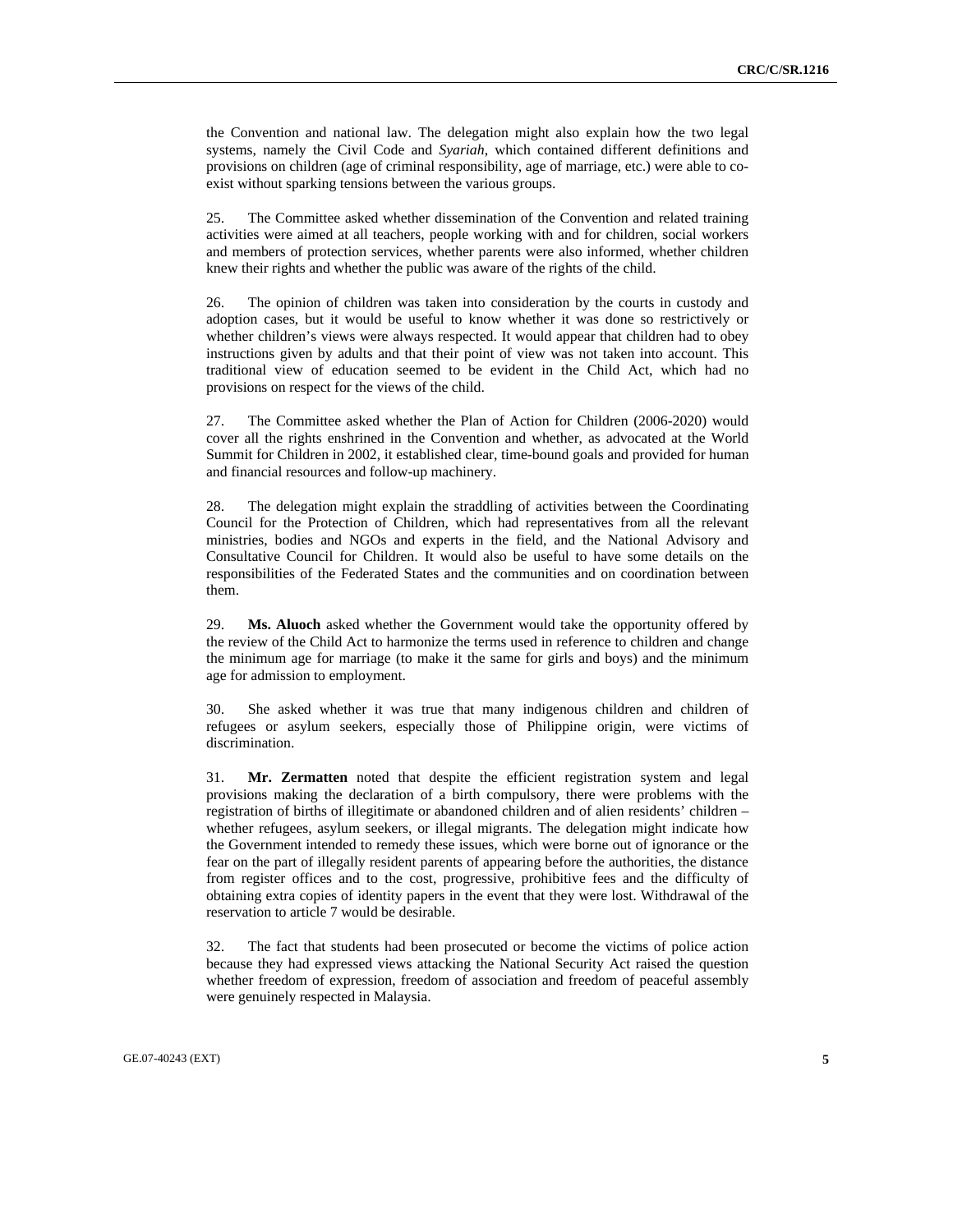the Convention and national law. The delegation might also explain how the two legal systems, namely the Civil Code and *Syariah*, which contained different definitions and provisions on children (age of criminal responsibility, age of marriage, etc.) were able to co-exist without sparking tensions between the various groups.

25. The Committee asked whether dissemination of the Convention and related training activities were aimed at all teachers, people working with and for children, social workers and members of protection services, whether parents were also informed, whether children knew their rights and whether the public was aware of the rights of the child.

26. The opinion of children was taken into consideration by the courts in custody and adoption cases, but it would be useful to know whether it was done so restrictively or whether children's views were always respected. It would appear that children had to obey instructions given by adults and that their point of view was not taken into account. This traditional view of education seemed to be evident in the Child Act, which had no provisions on respect for the views of the child.

27. The Committee asked whether the Plan of Action for Children (2006-2020) would cover all the rights enshrined in the Convention and whether, as advocated at the World Summit for Children in 2002, it established clear, time-bound goals and provided for human and financial resources and follow-up machinery.

28. The delegation might explain the straddling of activities between the Coordinating Council for the Protection of Children, which had representatives from all the relevant ministries, bodies and NGOs and experts in the field, and the National Advisory and Consultative Council for Children. It would also be useful to have some details on the responsibilities of the Federated States and the communities and on coordination between them.

29. **Ms. Aluoch** asked whether the Government would take the opportunity offered by the review of the Child Act to harmonize the terms used in reference to children and change the minimum age for marriage (to make it the same for girls and boys) and the minimum age for admission to employment.

30. She asked whether it was true that many indigenous children and children of refugees or asylum seekers, especially those of Philippine origin, were victims of discrimination.

31. **Mr. Zermatten** noted that despite the efficient registration system and legal provisions making the declaration of a birth compulsory, there were problems with the registration of births of illegitimate or abandoned children and of alien residents' children – whether refugees, asylum seekers, or illegal migrants. The delegation might indicate how the Government intended to remedy these issues, which were borne out of ignorance or the fear on the part of illegally resident parents of appearing before the authorities, the distance from register offices and to the cost, progressive, prohibitive fees and the difficulty of obtaining extra copies of identity papers in the event that they were lost. Withdrawal of the reservation to article 7 would be desirable.

32. The fact that students had been prosecuted or become the victims of police action because they had expressed views attacking the National Security Act raised the question whether freedom of expression, freedom of association and freedom of peaceful assembly were genuinely respected in Malaysia.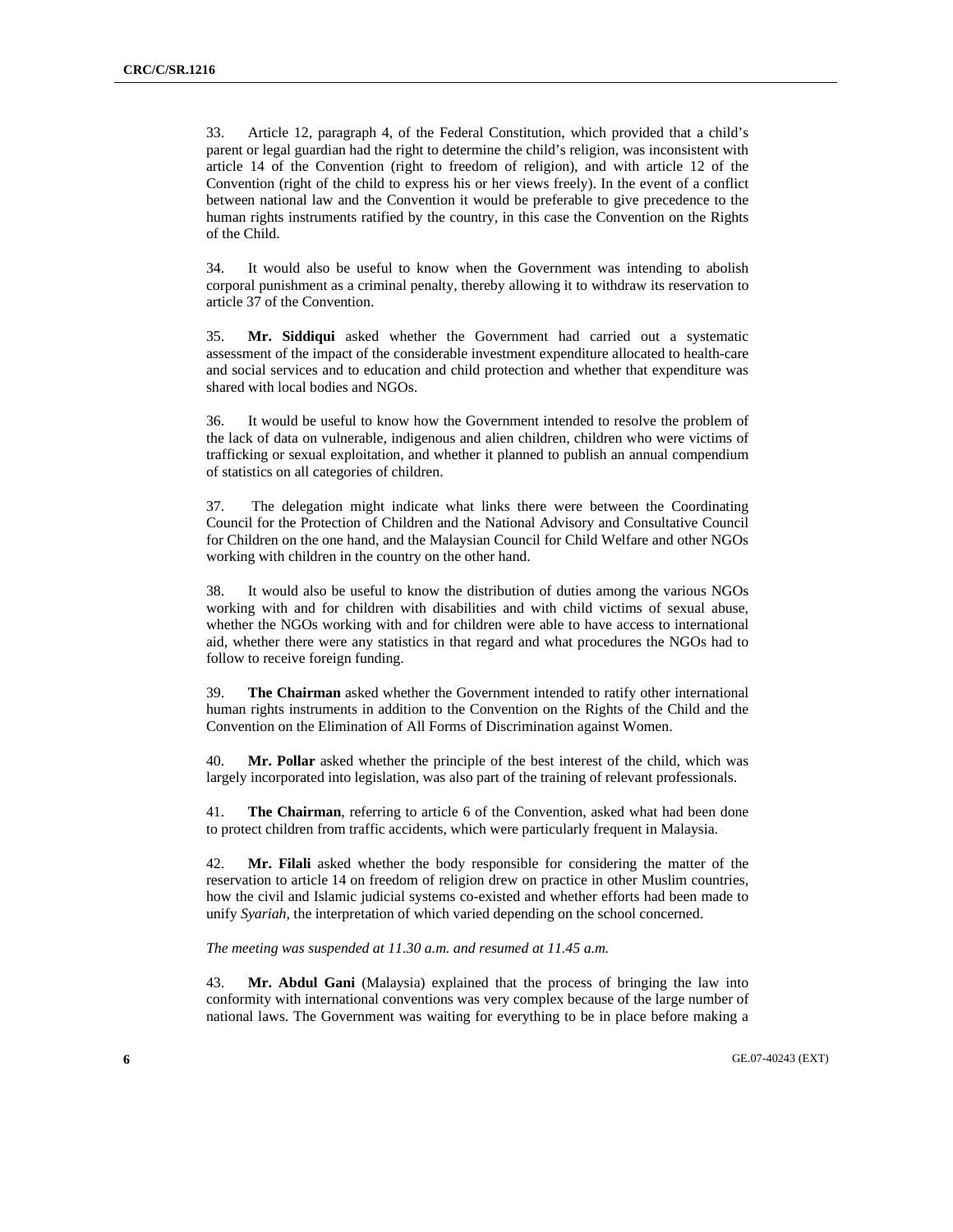33. Article 12, paragraph 4, of the Federal Constitution, which provided that a child's parent or legal guardian had the right to determine the child's religion, was inconsistent with article 14 of the Convention (right to freedom of religion), and with article 12 of the Convention (right of the child to express his or her views freely). In the event of a conflict between national law and the Convention it would be preferable to give precedence to the human rights instruments ratified by the country, in this case the Convention on the Rights of the Child.

34. It would also be useful to know when the Government was intending to abolish corporal punishment as a criminal penalty, thereby allowing it to withdraw its reservation to article 37 of the Convention.

35. **Mr. Siddiqui** asked whether the Government had carried out a systematic assessment of the impact of the considerable investment expenditure allocated to health-care and social services and to education and child protection and whether that expenditure was shared with local bodies and NGOs.

36. It would be useful to know how the Government intended to resolve the problem of the lack of data on vulnerable, indigenous and alien children, children who were victims of trafficking or sexual exploitation, and whether it planned to publish an annual compendium of statistics on all categories of children.

37. The delegation might indicate what links there were between the Coordinating Council for the Protection of Children and the National Advisory and Consultative Council for Children on the one hand, and the Malaysian Council for Child Welfare and other NGOs working with children in the country on the other hand.

38. It would also be useful to know the distribution of duties among the various NGOs working with and for children with disabilities and with child victims of sexual abuse, whether the NGOs working with and for children were able to have access to international aid, whether there were any statistics in that regard and what procedures the NGOs had to follow to receive foreign funding.

39. **The Chairman** asked whether the Government intended to ratify other international human rights instruments in addition to the Convention on the Rights of the Child and the Convention on the Elimination of All Forms of Discrimination against Women.

40. **Mr. Pollar** asked whether the principle of the best interest of the child, which was largely incorporated into legislation, was also part of the training of relevant professionals.

41. **The Chairman**, referring to article 6 of the Convention, asked what had been done to protect children from traffic accidents, which were particularly frequent in Malaysia.

42. **Mr. Filali** asked whether the body responsible for considering the matter of the reservation to article 14 on freedom of religion drew on practice in other Muslim countries, how the civil and Islamic judicial systems co-existed and whether efforts had been made to unify *Syariah*, the interpretation of which varied depending on the school concerned.

*The meeting was suspended at 11.30 a.m. and resumed at 11.45 a.m.*

43. **Mr. Abdul Gani** (Malaysia) explained that the process of bringing the law into conformity with international conventions was very complex because of the large number of national laws. The Government was waiting for everything to be in place before making a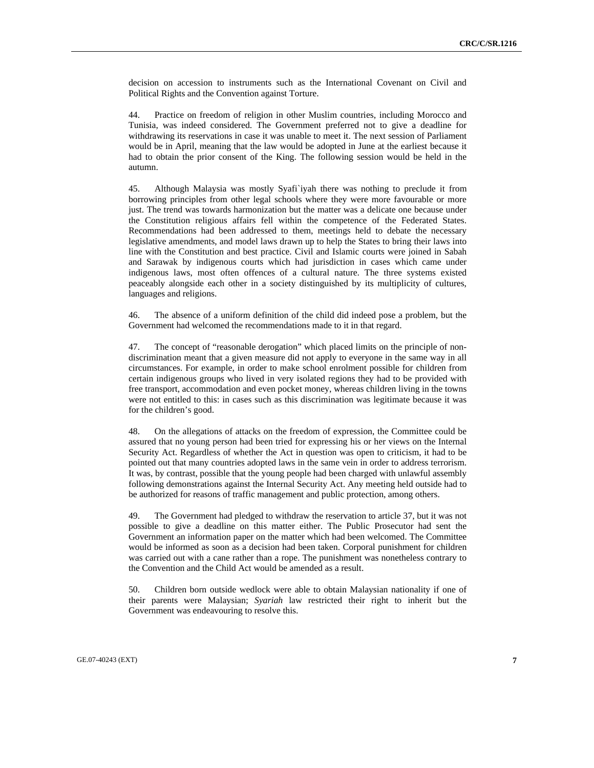decision on accession to instruments such as the International Covenant on Civil and Political Rights and the Convention against Torture.

44. Practice on freedom of religion in other Muslim countries, including Morocco and Tunisia, was indeed considered. The Government preferred not to give a deadline for withdrawing its reservations in case it was unable to meet it. The next session of Parliament would be in April, meaning that the law would be adopted in June at the earliest because it had to obtain the prior consent of the King. The following session would be held in the autumn.

45. Although Malaysia was mostly Syafi`iyah there was nothing to preclude it from borrowing principles from other legal schools where they were more favourable or more just. The trend was towards harmonization but the matter was a delicate one because under the Constitution religious affairs fell within the competence of the Federated States. Recommendations had been addressed to them, meetings held to debate the necessary legislative amendments, and model laws drawn up to help the States to bring their laws into line with the Constitution and best practice. Civil and Islamic courts were joined in Sabah and Sarawak by indigenous courts which had jurisdiction in cases which came under indigenous laws, most often offences of a cultural nature. The three systems existed peaceably alongside each other in a society distinguished by its multiplicity of cultures, languages and religions.

46. The absence of a uniform definition of the child did indeed pose a problem, but the Government had welcomed the recommendations made to it in that regard.

47. The concept of "reasonable derogation" which placed limits on the principle of non-discrimination meant that a given measure did not apply to everyone in the same way in all circumstances. For example, in order to make school enrolment possible for children from certain indigenous groups who lived in very isolated regions they had to be provided with free transport, accommodation and even pocket money, whereas children living in the towns were not entitled to this: in cases such as this discrimination was legitimate because it was for the children's good.

48. On the allegations of attacks on the freedom of expression, the Committee could be assured that no young person had been tried for expressing his or her views on the Internal Security Act. Regardless of whether the Act in question was open to criticism, it had to be pointed out that many countries adopted laws in the same vein in order to address terrorism. It was, by contrast, possible that the young people had been charged with unlawful assembly following demonstrations against the Internal Security Act. Any meeting held outside had to be authorized for reasons of traffic management and public protection, among others.

49. The Government had pledged to withdraw the reservation to article 37, but it was not possible to give a deadline on this matter either. The Public Prosecutor had sent the Government an information paper on the matter which had been welcomed. The Committee would be informed as soon as a decision had been taken. Corporal punishment for children was carried out with a cane rather than a rope. The punishment was nonetheless contrary to the Convention and the Child Act would be amended as a result.

50. Children born outside wedlock were able to obtain Malaysian nationality if one of their parents were Malaysian; *Syariah* law restricted their right to inherit but the Government was endeavouring to resolve this.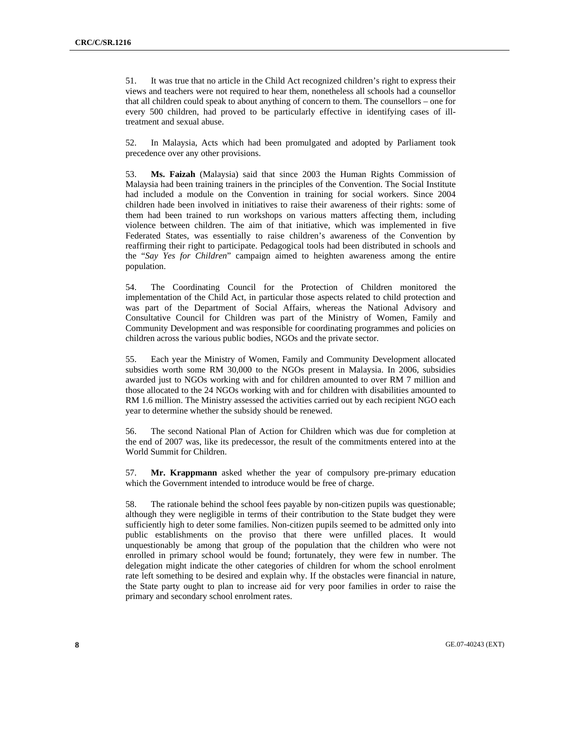51. It was true that no article in the Child Act recognized children's right to express their views and teachers were not required to hear them, nonetheless all schools had a counsellor that all children could speak to about anything of concern to them. The counsellors – one for every 500 children, had proved to be particularly effective in identifying cases of ill-treatment and sexual abuse.

52. In Malaysia, Acts which had been promulgated and adopted by Parliament took precedence over any other provisions.

53. **Ms. Faizah** (Malaysia) said that since 2003 the Human Rights Commission of Malaysia had been training trainers in the principles of the Convention. The Social Institute had included a module on the Convention in training for social workers. Since 2004 children hade been involved in initiatives to raise their awareness of their rights: some of them had been trained to run workshops on various matters affecting them, including violence between children. The aim of that initiative, which was implemented in five Federated States, was essentially to raise children's awareness of the Convention by reaffirming their right to participate. Pedagogical tools had been distributed in schools and the "*Say Yes for Children*" campaign aimed to heighten awareness among the entire population.

54. The Coordinating Council for the Protection of Children monitored the implementation of the Child Act, in particular those aspects related to child protection and was part of the Department of Social Affairs, whereas the National Advisory and Consultative Council for Children was part of the Ministry of Women, Family and Community Development and was responsible for coordinating programmes and policies on children across the various public bodies, NGOs and the private sector.

55. Each year the Ministry of Women, Family and Community Development allocated subsidies worth some RM 30,000 to the NGOs present in Malaysia. In 2006, subsidies awarded just to NGOs working with and for children amounted to over RM 7 million and those allocated to the 24 NGOs working with and for children with disabilities amounted to RM 1.6 million. The Ministry assessed the activities carried out by each recipient NGO each year to determine whether the subsidy should be renewed.

56. The second National Plan of Action for Children which was due for completion at the end of 2007 was, like its predecessor, the result of the commitments entered into at the World Summit for Children.

57. **Mr. Krappmann** asked whether the year of compulsory pre-primary education which the Government intended to introduce would be free of charge.

58. The rationale behind the school fees payable by non-citizen pupils was questionable; although they were negligible in terms of their contribution to the State budget they were sufficiently high to deter some families. Non-citizen pupils seemed to be admitted only into public establishments on the proviso that there were unfilled places. It would unquestionably be among that group of the population that the children who were not enrolled in primary school would be found; fortunately, they were few in number. The delegation might indicate the other categories of children for whom the school enrolment rate left something to be desired and explain why. If the obstacles were financial in nature, the State party ought to plan to increase aid for very poor families in order to raise the primary and secondary school enrolment rates.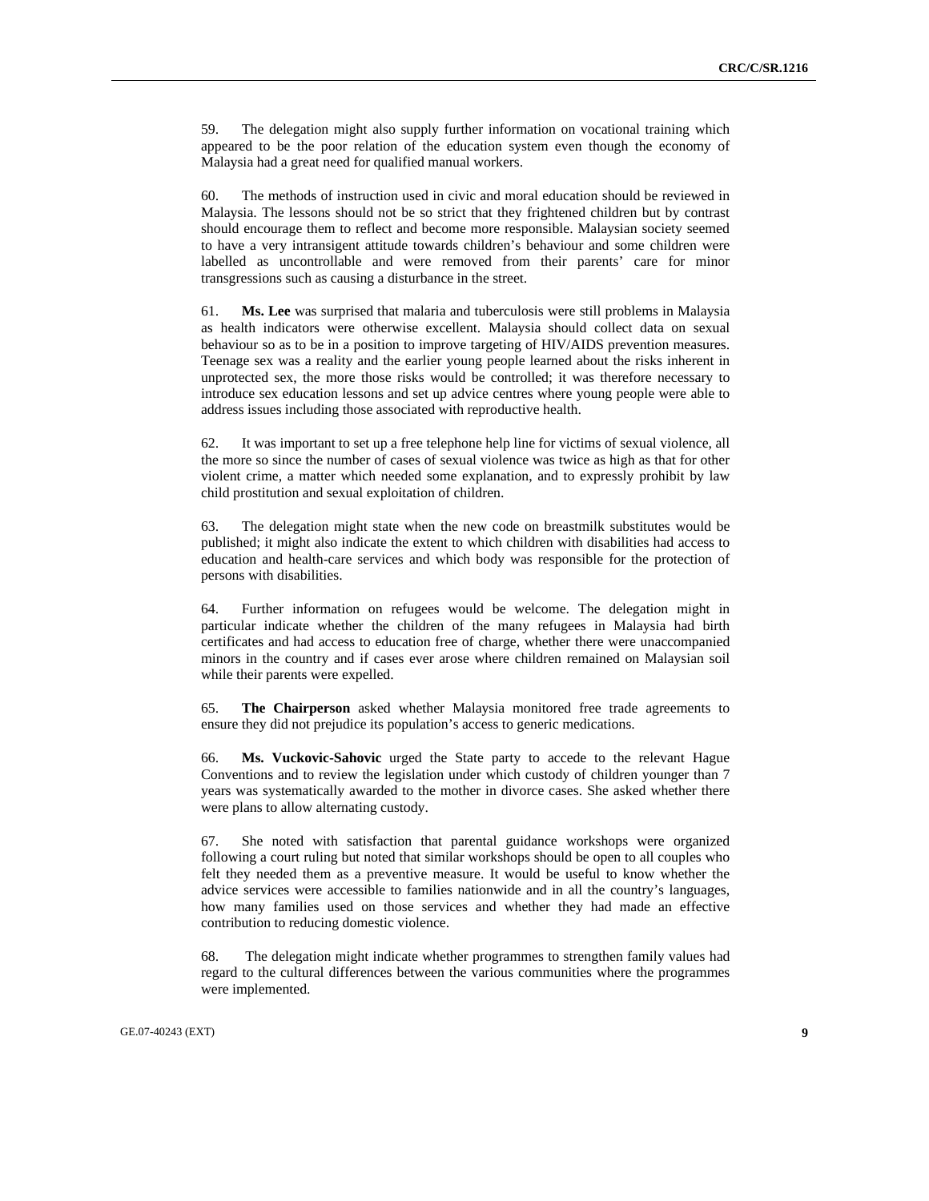59. The delegation might also supply further information on vocational training which appeared to be the poor relation of the education system even though the economy of Malaysia had a great need for qualified manual workers.

60. The methods of instruction used in civic and moral education should be reviewed in Malaysia. The lessons should not be so strict that they frightened children but by contrast should encourage them to reflect and become more responsible. Malaysian society seemed to have a very intransigent attitude towards children's behaviour and some children were labelled as uncontrollable and were removed from their parents' care for minor transgressions such as causing a disturbance in the street.

61. **Ms. Lee** was surprised that malaria and tuberculosis were still problems in Malaysia as health indicators were otherwise excellent. Malaysia should collect data on sexual behaviour so as to be in a position to improve targeting of HIV/AIDS prevention measures. Teenage sex was a reality and the earlier young people learned about the risks inherent in unprotected sex, the more those risks would be controlled; it was therefore necessary to introduce sex education lessons and set up advice centres where young people were able to address issues including those associated with reproductive health.

62. It was important to set up a free telephone help line for victims of sexual violence, all the more so since the number of cases of sexual violence was twice as high as that for other violent crime, a matter which needed some explanation, and to expressly prohibit by law child prostitution and sexual exploitation of children.

63. The delegation might state when the new code on breastmilk substitutes would be published; it might also indicate the extent to which children with disabilities had access to education and health-care services and which body was responsible for the protection of persons with disabilities.

64. Further information on refugees would be welcome. The delegation might in particular indicate whether the children of the many refugees in Malaysia had birth certificates and had access to education free of charge, whether there were unaccompanied minors in the country and if cases ever arose where children remained on Malaysian soil while their parents were expelled.

65. **The Chairperson** asked whether Malaysia monitored free trade agreements to ensure they did not prejudice its population's access to generic medications.

66. **Ms. Vuckovic-Sahovic** urged the State party to accede to the relevant Hague Conventions and to review the legislation under which custody of children younger than 7 years was systematically awarded to the mother in divorce cases. She asked whether there were plans to allow alternating custody.

67. She noted with satisfaction that parental guidance workshops were organized following a court ruling but noted that similar workshops should be open to all couples who felt they needed them as a preventive measure. It would be useful to know whether the advice services were accessible to families nationwide and in all the country's languages, how many families used on those services and whether they had made an effective contribution to reducing domestic violence.

68. The delegation might indicate whether programmes to strengthen family values had regard to the cultural differences between the various communities where the programmes were implemented.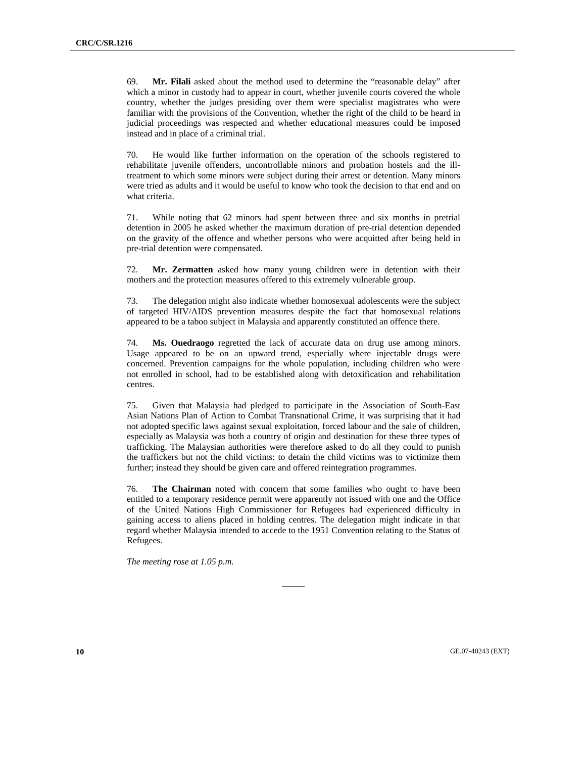69. **Mr. Filali** asked about the method used to determine the "reasonable delay" after which a minor in custody had to appear in court, whether juvenile courts covered the whole country, whether the judges presiding over them were specialist magistrates who were familiar with the provisions of the Convention, whether the right of the child to be heard in judicial proceedings was respected and whether educational measures could be imposed instead and in place of a criminal trial.

70. He would like further information on the operation of the schools registered to rehabilitate juvenile offenders, uncontrollable minors and probation hostels and the ill-treatment to which some minors were subject during their arrest or detention. Many minors were tried as adults and it would be useful to know who took the decision to that end and on what criteria.

71. While noting that 62 minors had spent between three and six months in pretrial detention in 2005 he asked whether the maximum duration of pre-trial detention depended on the gravity of the offence and whether persons who were acquitted after being held in pre-trial detention were compensated.

72. **Mr. Zermatten** asked how many young children were in detention with their mothers and the protection measures offered to this extremely vulnerable group.

73. The delegation might also indicate whether homosexual adolescents were the subject of targeted HIV/AIDS prevention measures despite the fact that homosexual relations appeared to be a taboo subject in Malaysia and apparently constituted an offence there.

74. **Ms. Ouedraogo** regretted the lack of accurate data on drug use among minors. Usage appeared to be on an upward trend, especially where injectable drugs were concerned. Prevention campaigns for the whole population, including children who were not enrolled in school, had to be established along with detoxification and rehabilitation centres.

75. Given that Malaysia had pledged to participate in the Association of South-East Asian Nations Plan of Action to Combat Transnational Crime, it was surprising that it had not adopted specific laws against sexual exploitation, forced labour and the sale of children, especially as Malaysia was both a country of origin and destination for these three types of trafficking. The Malaysian authorities were therefore asked to do all they could to punish the traffickers but not the child victims: to detain the child victims was to victimize them further; instead they should be given care and offered reintegration programmes.

76. **The Chairman** noted with concern that some families who ought to have been entitled to a temporary residence permit were apparently not issued with one and the Office of the United Nations High Commissioner for Refugees had experienced difficulty in gaining access to aliens placed in holding centres. The delegation might indicate in that regard whether Malaysia intended to accede to the 1951 Convention relating to the Status of Refugees.

*The meeting rose at 1.05 p.m.*